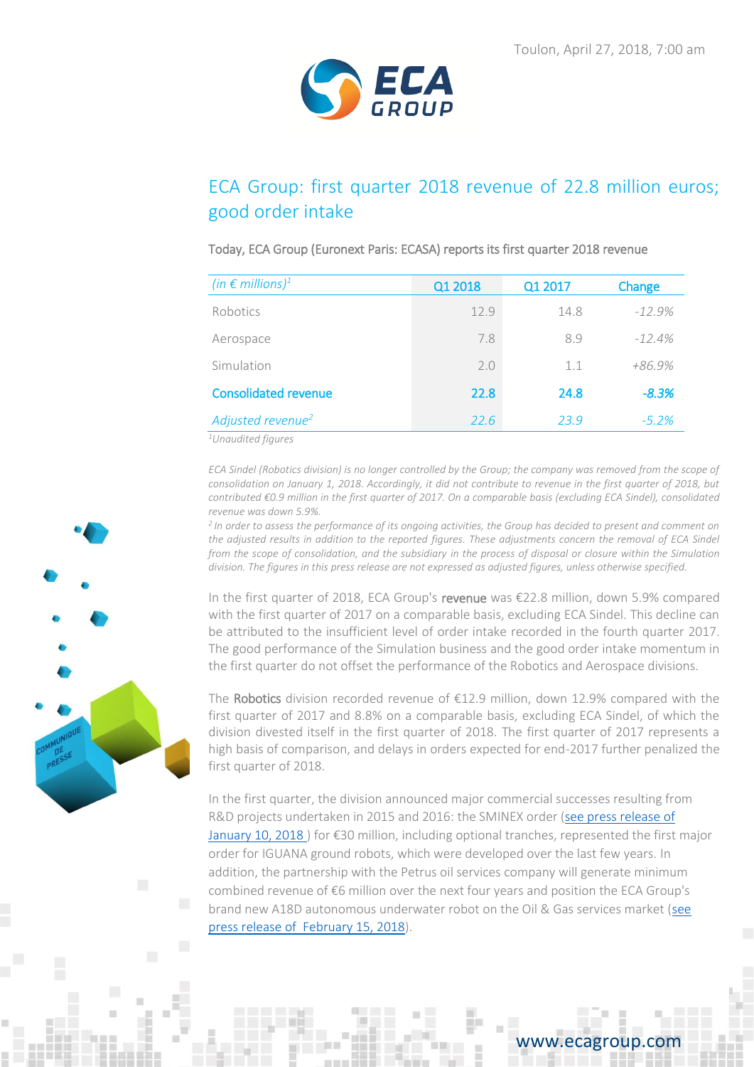Toulon, April 27, 2018, 7:00 am

# ECA Group: first quarter 2018 revenue of 22.8 million euros; good order intake

Today, ECA Group (Euronext Paris: ECASA) reports its first quarter 2018 revenue

| *(in € millions)*[1] | Q1 2018 | Q1 2017 | Change |
|---|---|---|---|
| Robotics | 12.9 | 14.8 | *-12.9%* |
| Aerospace | 7.8 | 8.9 | *-12.4%* |
| Simulation | 2.0 | 1.1 | *+86.9%* |
| **Consolidated revenue** | **22.8** | **24.8** | ***-8.3%*** |
| *Adjusted revenue*[2] | *22.6* | *23.9* | *-5.2%* |

[1]*Unaudited figures*

*ECA Sindel (Robotics division) is no longer controlled by the Group; the company was removed from the scope of consolidation on January 1, 2018. Accordingly, it did not contribute to revenue in the first quarter of 2018, but contributed €0.9 million in the first quarter of 2017. On a comparable basis (excluding ECA Sindel), consolidated revenue was down 5.9%.*

[2] *In order to assess the performance of its ongoing activities, the Group has decided to present and comment on the adjusted results in addition to the reported figures. These adjustments concern the removal of ECA Sindel from the scope of consolidation, and the subsidiary in the process of disposal or closure within the Simulation division. The figures in this press release are not expressed as adjusted figures, unless otherwise specified.*

In the first quarter of 2018, ECA Group's **revenue** was €22.8 million, down 5.9% compared with the first quarter of 2017 on a comparable basis, excluding ECA Sindel. This decline can be attributed to the insufficient level of order intake recorded in the fourth quarter 2017. The good performance of the Simulation business and the good order intake momentum in the first quarter do not offset the performance of the Robotics and Aerospace divisions.

The **Robotics** division recorded revenue of €12.9 million, down 12.9% compared with the first quarter of 2017 and 8.8% on a comparable basis, excluding ECA Sindel, of which the division divested itself in the first quarter of 2018. The first quarter of 2017 represents a high basis of comparison, and delays in orders expected for end-2017 further penalized the first quarter of 2018.

In the first quarter, the division announced major commercial successes resulting from R&D projects undertaken in 2015 and 2016: the SMINEX order (see press release of January 10, 2018 ) for €30 million, including optional tranches, represented the first major order for IGUANA ground robots, which were developed over the last few years. In addition, the partnership with the Petrus oil services company will generate minimum combined revenue of €6 million over the next four years and position the ECA Group's brand new A18D autonomous underwater robot on the Oil & Gas services market (see press release of February 15, 2018).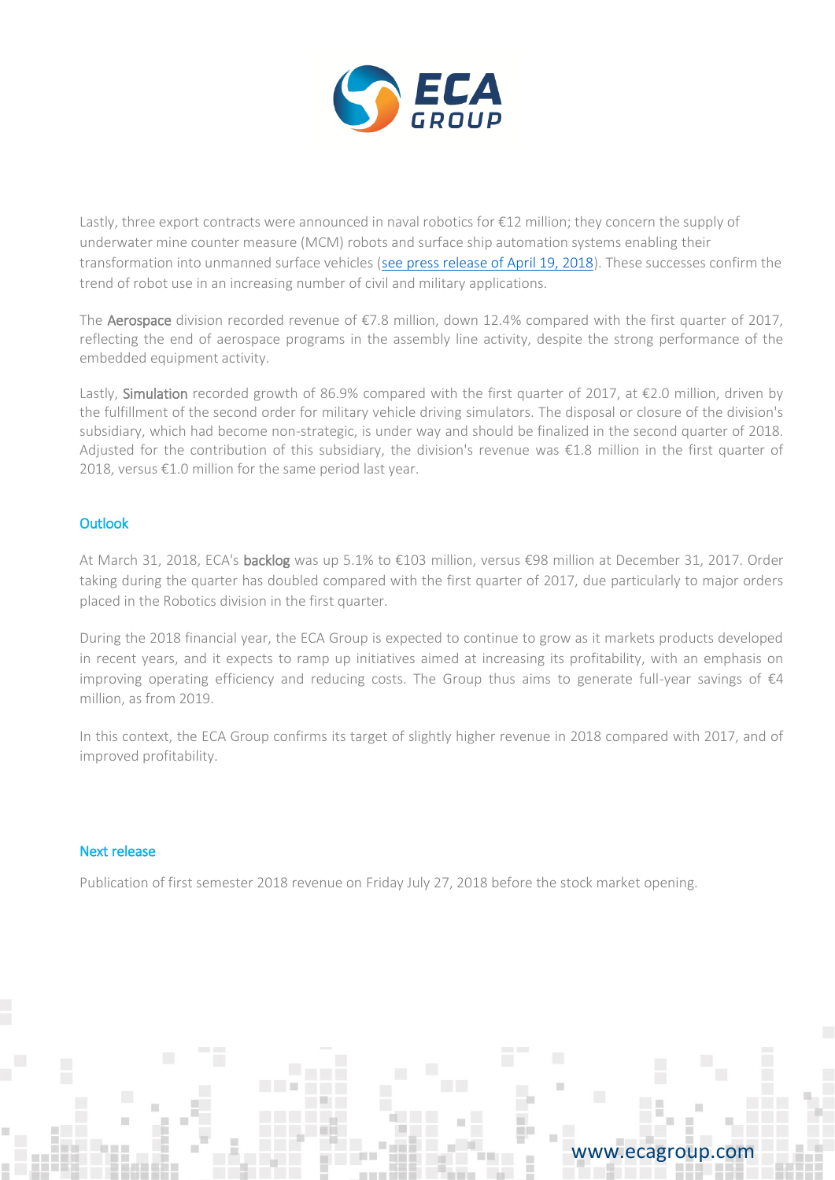Lastly, three export contracts were announced in naval robotics for €12 million; they concern the supply of underwater mine counter measure (MCM) robots and surface ship automation systems enabling their transformation into unmanned surface vehicles ([see press release of April 19, 2018]). These successes confirm the trend of robot use in an increasing number of civil and military applications.

The **Aerospace** division recorded revenue of €7.8 million, down 12.4% compared with the first quarter of 2017, reflecting the end of aerospace programs in the assembly line activity, despite the strong performance of the embedded equipment activity.

Lastly, **Simulation** recorded growth of 86.9% compared with the first quarter of 2017, at €2.0 million, driven by the fulfillment of the second order for military vehicle driving simulators. The disposal or closure of the division's subsidiary, which had become non-strategic, is under way and should be finalized in the second quarter of 2018. Adjusted for the contribution of this subsidiary, the division's revenue was €1.8 million in the first quarter of 2018, versus €1.0 million for the same period last year.

## Outlook

At March 31, 2018, ECA's **backlog** was up 5.1% to €103 million, versus €98 million at December 31, 2017. Order taking during the quarter has doubled compared with the first quarter of 2017, due particularly to major orders placed in the Robotics division in the first quarter.

During the 2018 financial year, the ECA Group is expected to continue to grow as it markets products developed in recent years, and it expects to ramp up initiatives aimed at increasing its profitability, with an emphasis on improving operating efficiency and reducing costs. The Group thus aims to generate full-year savings of €4 million, as from 2019.

In this context, the ECA Group confirms its target of slightly higher revenue in 2018 compared with 2017, and of improved profitability.

## Next release

Publication of first semester 2018 revenue on Friday July 27, 2018 before the stock market opening.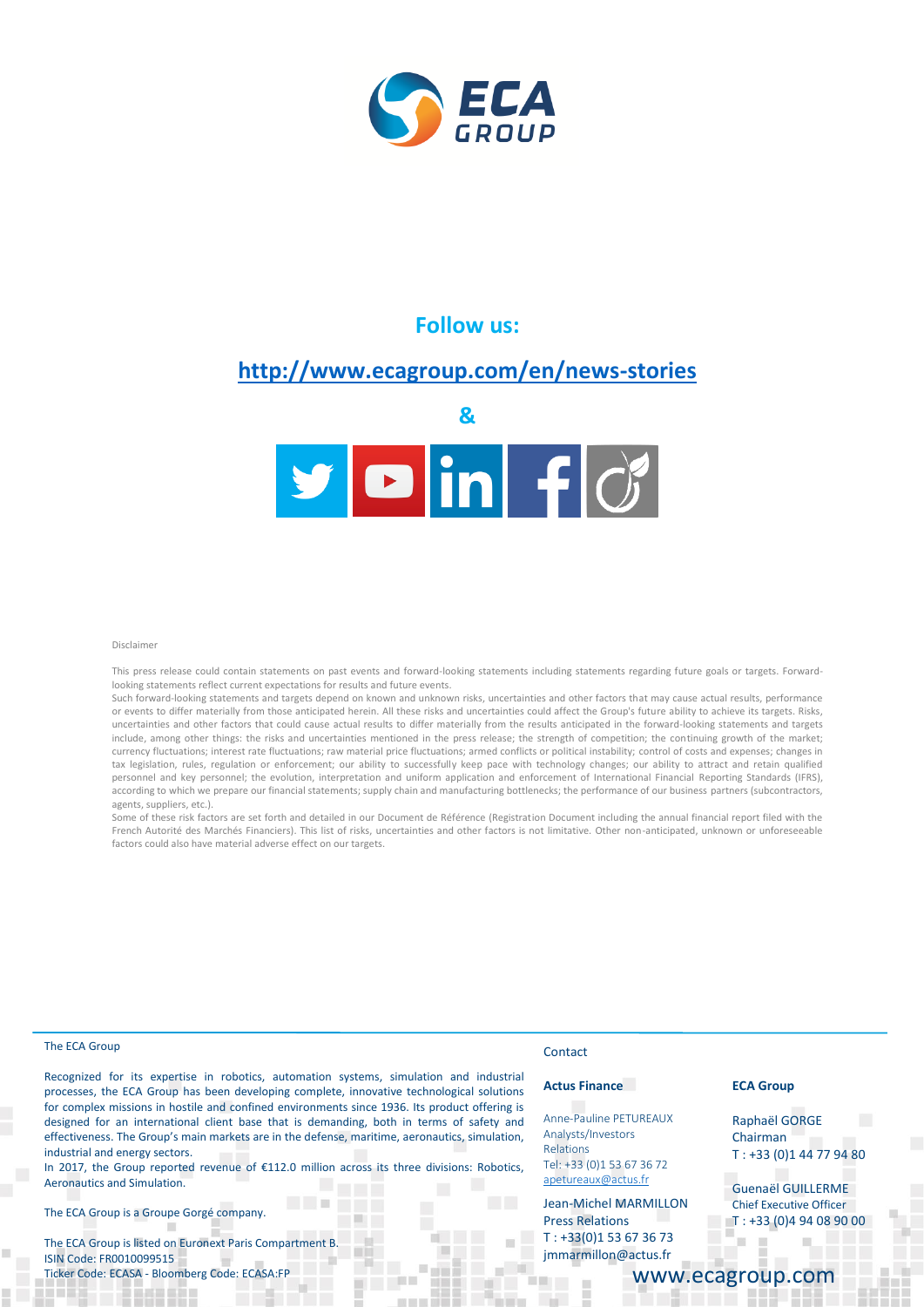## Follow us:

## http://www.ecagroup.com/en/news-stories

**&**

Disclaimer

This press release could contain statements on past events and forward-looking statements including statements regarding future goals or targets. Forward-looking statements reflect current expectations for results and future events.

Such forward-looking statements and targets depend on known and unknown risks, uncertainties and other factors that may cause actual results, performance or events to differ materially from those anticipated herein. All these risks and uncertainties could affect the Group's future ability to achieve its targets. Risks, uncertainties and other factors that could cause actual results to differ materially from the results anticipated in the forward-looking statements and targets include, among other things: the risks and uncertainties mentioned in the press release; the strength of competition; the continuing growth of the market; currency fluctuations; interest rate fluctuations; raw material price fluctuations; armed conflicts or political instability; control of costs and expenses; changes in tax legislation, rules, regulation or enforcement; our ability to successfully keep pace with technology changes; our ability to attract and retain qualified personnel and key personnel; the evolution, interpretation and uniform application and enforcement of International Financial Reporting Standards (IFRS), according to which we prepare our financial statements; supply chain and manufacturing bottlenecks; the performance of our business partners (subcontractors, agents, suppliers, etc.).

Some of these risk factors are set forth and detailed in our Document de Référence (Registration Document including the annual financial report filed with the French Autorité des Marchés Financiers). This list of risks, uncertainties and other factors is not limitative. Other non-anticipated, unknown or unforeseeable factors could also have material adverse effect on our targets.

The ECA Group

Recognized for its expertise in robotics, automation systems, simulation and industrial processes, the ECA Group has been developing complete, innovative technological solutions for complex missions in hostile and confined environments since 1936. Its product offering is designed for an international client base that is demanding, both in terms of safety and effectiveness. The Group's main markets are in the defense, maritime, aeronautics, simulation, industrial and energy sectors.

In 2017, the Group reported revenue of €112.0 million across its three divisions: Robotics, Aeronautics and Simulation.

The ECA Group is a Groupe Gorgé company.

The ECA Group is listed on Euronext Paris Compartment B.
ISIN Code: FR0010099515
Ticker Code: ECASA - Bloomberg Code: ECASA:FP

Contact

**Actus Finance**

Anne-Pauline PETUREAUX
Analysts/Investors Relations
Tel: +33 (0)1 53 67 36 72
apetureaux@actus.fr

Jean-Michel MARMILLON
Press Relations
T : +33(0)1 53 67 36 73
jmmarmillon@actus.fr

**ECA Group**

Raphaël GORGE
Chairman
T : +33 (0)1 44 77 94 80

Guenaël GUILLERME
Chief Executive Officer
T : +33 (0)4 94 08 90 00

www.ecagroup.com